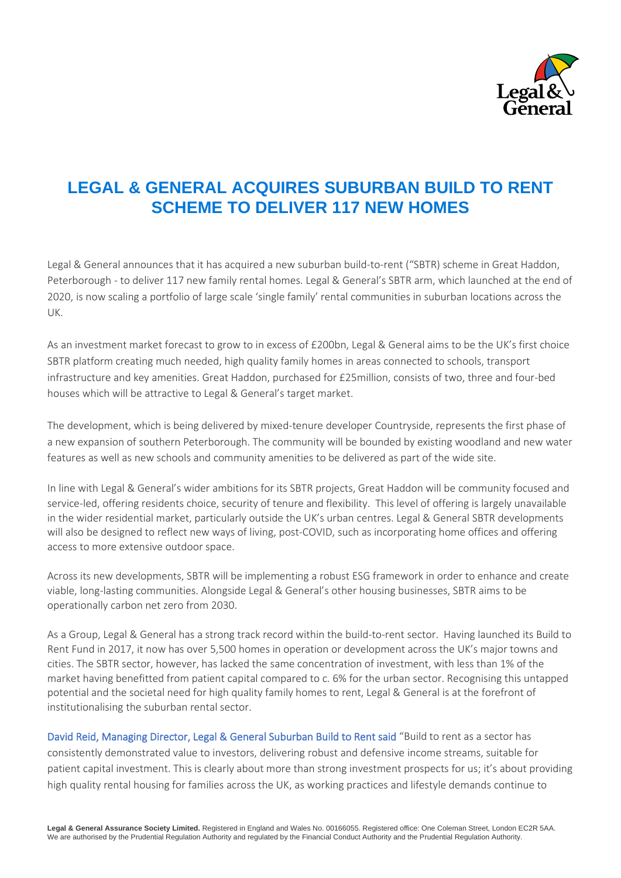# LEGAL & GENERAL ACQUIRES SUBURBAN BUILD TO RENT SCHEME TO DELIVER 117 NEW HOMES

Legal & General announces that it has acquired a new suburban build-to-rent ("SBTR) scheme in Great Haddon, Peterborough - to deliver 117 new family rental homes. Legal & General's SBTR arm, which launched at the end of 2020, is now scaling a portfolio of large scale 'single family' rental communities in suburban locations across the UK.

As an investment market forecast to grow to in excess of £200bn, Legal & General aims to be the UK's first choice SBTR platform creating much needed, high quality family homes in areas connected to schools, transport infrastructure and key amenities. Great Haddon, purchased for £25million, consists of two, three and four-bed houses which will be attractive to Legal & General's target market.

The development, which is being delivered by mixed-tenure developer Countryside, represents the first phase of a new expansion of southern Peterborough. The community will be bounded by existing woodland and new water features as well as new schools and community amenities to be delivered as part of the wide site.

In line with Legal & General's wider ambitions for its SBTR projects, Great Haddon will be community focused and service-led, offering residents choice, security of tenure and flexibility. This level of offering is largely unavailable in the wider residential market, particularly outside the UK's urban centres. Legal & General SBTR developments will also be designed to reflect new ways of living, post-COVID, such as incorporating home offices and offering access to more extensive outdoor space.

Across its new developments, SBTR will be implementing a robust ESG framework in order to enhance and create viable, long-lasting communities. Alongside Legal & General's other housing businesses, SBTR aims to be operationally carbon net zero from 2030.

As a Group, Legal & General has a strong track record within the build-to-rent sector. Having launched its Build to Rent Fund in 2017, it now has over 5,500 homes in operation or development across the UK's major towns and cities. The SBTR sector, however, has lacked the same concentration of investment, with less than 1% of the market having benefitted from patient capital compared to c. 6% for the urban sector. Recognising this untapped potential and the societal need for high quality family homes to rent, Legal & General is at the forefront of institutionalising the suburban rental sector.

David Reid, Managing Director, Legal & General Suburban Build to Rent said "Build to rent as a sector has consistently demonstrated value to investors, delivering robust and defensive income streams, suitable for patient capital investment. This is clearly about more than strong investment prospects for us; it's about providing high quality rental housing for families across the UK, as working practices and lifestyle demands continue to

**Legal & General Assurance Society Limited.** Registered in England and Wales No. 00166055. Registered office: One Coleman Street, London EC2R 5AA. We are authorised by the Prudential Regulation Authority and regulated by the Financial Conduct Authority and the Prudential Regulation Authority.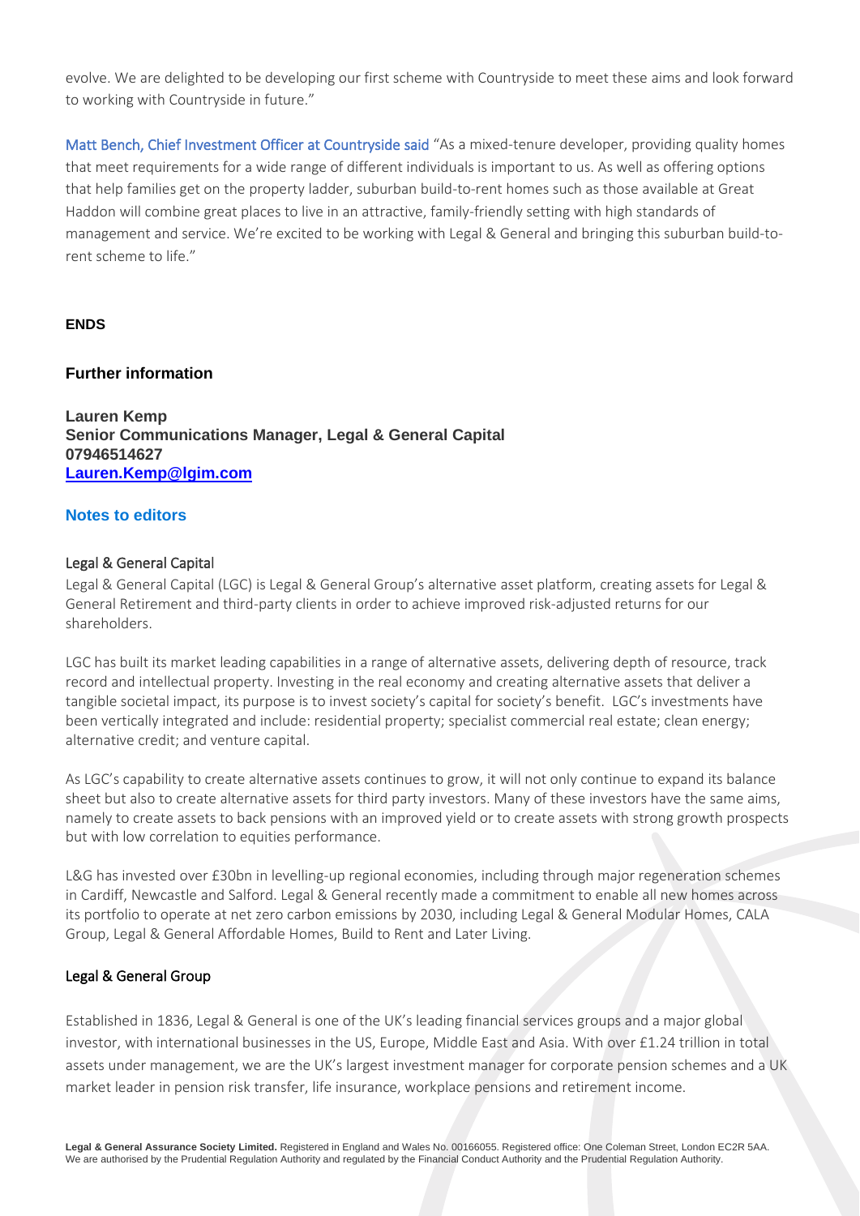evolve. We are delighted to be developing our first scheme with Countryside to meet these aims and look forward to working with Countryside in future."

Matt Bench, Chief Investment Officer at Countryside said "As a mixed-tenure developer, providing quality homes that meet requirements for a wide range of different individuals is important to us. As well as offering options that help families get on the property ladder, suburban build-to-rent homes such as those available at Great Haddon will combine great places to live in an attractive, family-friendly setting with high standards of management and service. We're excited to be working with Legal & General and bringing this suburban build-to-rent scheme to life."

**ENDS**

### Further information

**Lauren Kemp**
**Senior Communications Manager, Legal & General Capital**
**07946514627**
**[Lauren.Kemp@lgim.com](mailto:Lauren.Kemp@lgim.com)**

### Notes to editors

#### Legal & General Capital

Legal & General Capital (LGC) is Legal & General Group's alternative asset platform, creating assets for Legal & General Retirement and third-party clients in order to achieve improved risk-adjusted returns for our shareholders.

LGC has built its market leading capabilities in a range of alternative assets, delivering depth of resource, track record and intellectual property. Investing in the real economy and creating alternative assets that deliver a tangible societal impact, its purpose is to invest society's capital for society's benefit. LGC's investments have been vertically integrated and include: residential property; specialist commercial real estate; clean energy; alternative credit; and venture capital.

As LGC's capability to create alternative assets continues to grow, it will not only continue to expand its balance sheet but also to create alternative assets for third party investors. Many of these investors have the same aims, namely to create assets to back pensions with an improved yield or to create assets with strong growth prospects but with low correlation to equities performance.

L&G has invested over £30bn in levelling-up regional economies, including through major regeneration schemes in Cardiff, Newcastle and Salford. Legal & General recently made a commitment to enable all new homes across its portfolio to operate at net zero carbon emissions by 2030, including Legal & General Modular Homes, CALA Group, Legal & General Affordable Homes, Build to Rent and Later Living.

#### Legal & General Group

Established in 1836, Legal & General is one of the UK's leading financial services groups and a major global investor, with international businesses in the US, Europe, Middle East and Asia. With over £1.24 trillion in total assets under management, we are the UK's largest investment manager for corporate pension schemes and a UK market leader in pension risk transfer, life insurance, workplace pensions and retirement income.

**Legal & General Assurance Society Limited.** Registered in England and Wales No. 00166055. Registered office: One Coleman Street, London EC2R 5AA. We are authorised by the Prudential Regulation Authority and regulated by the Financial Conduct Authority and the Prudential Regulation Authority.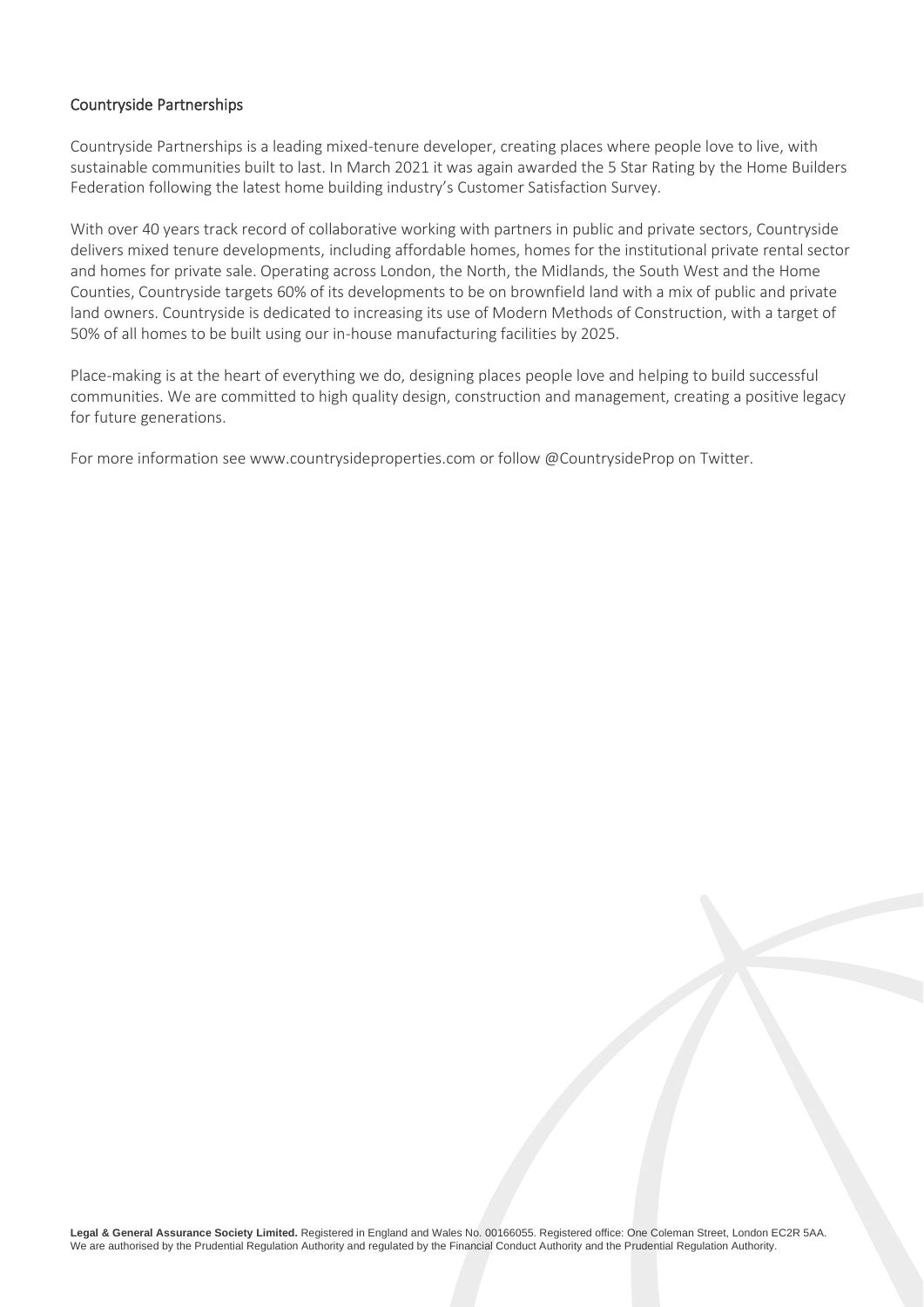## Countryside Partnerships

Countryside Partnerships is a leading mixed-tenure developer, creating places where people love to live, with sustainable communities built to last. In March 2021 it was again awarded the 5 Star Rating by the Home Builders Federation following the latest home building industry's Customer Satisfaction Survey.

With over 40 years track record of collaborative working with partners in public and private sectors, Countryside delivers mixed tenure developments, including affordable homes, homes for the institutional private rental sector and homes for private sale. Operating across London, the North, the Midlands, the South West and the Home Counties, Countryside targets 60% of its developments to be on brownfield land with a mix of public and private land owners. Countryside is dedicated to increasing its use of Modern Methods of Construction, with a target of 50% of all homes to be built using our in-house manufacturing facilities by 2025.

Place-making is at the heart of everything we do, designing places people love and helping to build successful communities. We are committed to high quality design, construction and management, creating a positive legacy for future generations.

For more information see www.countrysideproperties.com or follow @CountrysideProp on Twitter.

**Legal & General Assurance Society Limited.** Registered in England and Wales No. 00166055. Registered office: One Coleman Street, London EC2R 5AA. We are authorised by the Prudential Regulation Authority and regulated by the Financial Conduct Authority and the Prudential Regulation Authority.